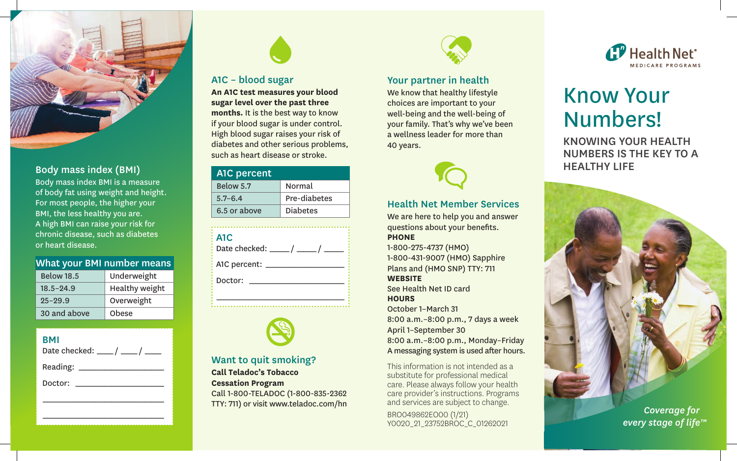# Know Your Numbers!

**KNOWING YOUR HEALTH NUMBERS IS THE KEY TO A HEALTHY LIFE**

Health Net® MEDICARE PROGRAMS

*Coverage for every stage of life™*

## Body mass index (BMI)

Body mass index BMI is a measure of body fat using weight and height. For most people, the higher your BMI, the less healthy you are. A high BMI can raise your risk for chronic disease, such as diabetes or heart disease.

| What your BMI number means | |
|---|---|
| Below 18.5 | Underweight |
| 18.5–24.9 | Healthy weight |
| 25–29.9 | Overweight |
| 30 and above | Obese |

**BMI**

Date checked: ____ / ____ / ____

Reading: ____________________

Doctor: ____________________

____________________________

____________________________

## A1C – blood sugar

**An A1C test measures your blood sugar level over the past three months.** It is the best way to know if your blood sugar is under control. High blood sugar raises your risk of diabetes and other serious problems, such as heart disease or stroke.

| A1C percent | |
|---|---|
| Below 5.7 | Normal |
| 5.7–6.4 | Pre-diabetes |
| 6.5 or above | Diabetes |

**A1C**

Date checked: ____ / ____ / ____

A1C percent: ____________________

Doctor: ____________________

____________________________

## Want to quit smoking?

**Call Teladoc's Tobacco Cessation Program**

Call 1-800-TELADOC (1-800-835-2362 TTY: 711) or visit www.teladoc.com/hn

## Your partner in health

We know that healthy lifestyle choices are important to your well-being and the well-being of your family. That's why we've been a wellness leader for more than 40 years.

## Health Net Member Services

We are here to help you and answer questions about your benefits.

**PHONE**

1-800-275-4737 (HMO)
1-800-431-9007 (HMO) Sapphire Plans and (HMO SNP) TTY: 711

**WEBSITE**

See Health Net ID card

**HOURS**

October 1–March 31
8:00 a.m.–8:00 p.m., 7 days a week
April 1–September 30
8:00 a.m.–8:00 p.m., Monday–Friday
A messaging system is used after hours.

This information is not intended as a substitute for professional medical care. Please always follow your health care provider's instructions. Programs and services are subject to change.

BRO049862EO00 (1/21)
Y0020_21_23752BROC_C_01262021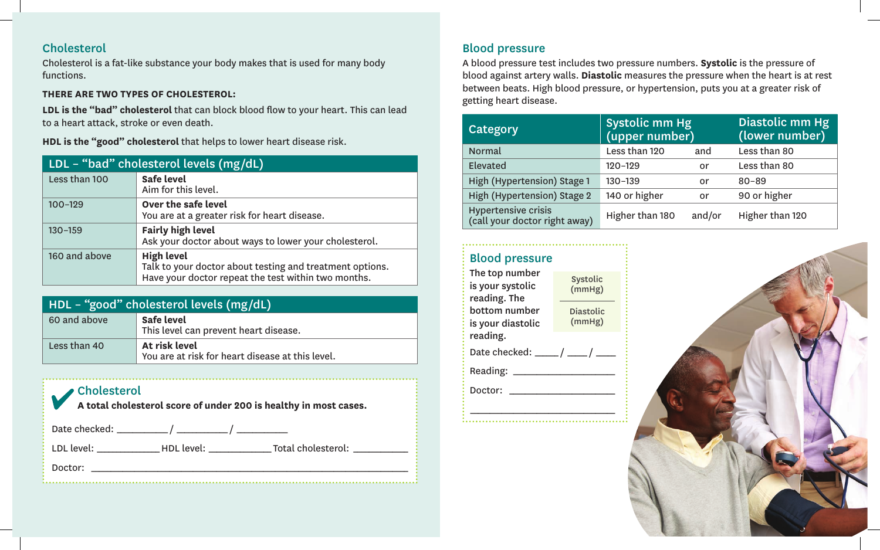## Cholesterol

Cholesterol is a fat-like substance your body makes that is used for many body functions.

**THERE ARE TWO TYPES OF CHOLESTEROL:**

**LDL is the "bad" cholesterol** that can block blood flow to your heart. This can lead to a heart attack, stroke or even death.

**HDL is the "good" cholesterol** that helps to lower heart disease risk.

| LDL – "bad" cholesterol levels (mg/dL) | |
|---|---|
| Less than 100 | **Safe level** Aim for this level. |
| 100–129 | **Over the safe level** You are at a greater risk for heart disease. |
| 130–159 | **Fairly high level** Ask your doctor about ways to lower your cholesterol. |
| 160 and above | **High level** Talk to your doctor about testing and treatment options. Have your doctor repeat the test within two months. |

| HDL – "good" cholesterol levels (mg/dL) | |
|---|---|
| 60 and above | **Safe level** This level can prevent heart disease. |
| Less than 40 | **At risk level** You are at risk for heart disease at this level. |

### Cholesterol

**A total cholesterol score of under 200 is healthy in most cases.**

Date checked: _________ / _________ / _________

LDL level: ___________ HDL level: ___________ Total cholesterol: __________

Doctor: ______________________________________________________________

## Blood pressure

A blood pressure test includes two pressure numbers. **Systolic** is the pressure of blood against artery walls. **Diastolic** measures the pressure when the heart is at rest between beats. High blood pressure, or hypertension, puts you at a greater risk of getting heart disease.

| Category | Systolic mm Hg (upper number) | | Diastolic mm Hg (lower number) |
|---|---|---|---|
| Normal | Less than 120 | and | Less than 80 |
| Elevated | 120–129 | or | Less than 80 |
| High (Hypertension) Stage 1 | 130–139 | or | 80–89 |
| High (Hypertension) Stage 2 | 140 or higher | or | 90 or higher |
| Hypertensive crisis (call your doctor right away) | Higher than 180 | and/or | Higher than 120 |

### Blood pressure

The top number is your systolic reading. The bottom number is your diastolic reading.

Systolic (mmHg)

Diastolic (mmHg)

Date checked: ____ / ____ / ____

Reading: ____________________

Doctor: ____________________

____________________________